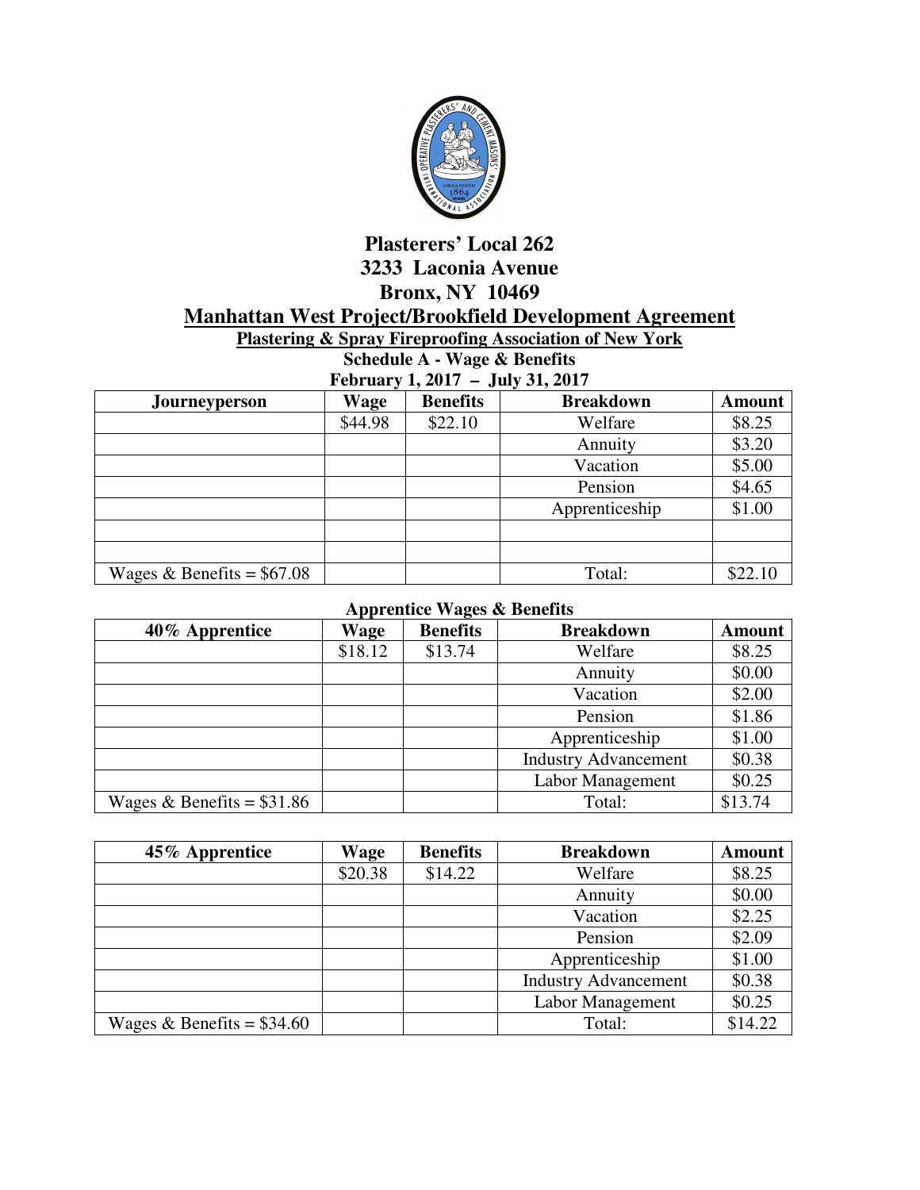# Plasterers' Local 262
# 3233 Laconia Avenue
# Bronx, NY 10469

## Manhattan West Project/Brookfield Development Agreement

**Plastering & Spray Fireproofing Association of New York**

**Schedule A - Wage & Benefits**

**February 1, 2017 – July 31, 2017**

| Journeyperson | Wage | Benefits | Breakdown | Amount |
|---|---|---|---|---|
| | $44.98 | $22.10 | Welfare | $8.25 |
| | | | Annuity | $3.20 |
| | | | Vacation | $5.00 |
| | | | Pension | $4.65 |
| | | | Apprenticeship | $1.00 |
| | | | | |
| | | | | |
| Wages & Benefits = $67.08 | | | Total: | $22.10 |

**Apprentice Wages & Benefits**

| 40% Apprentice | Wage | Benefits | Breakdown | Amount |
|---|---|---|---|---|
| | $18.12 | $13.74 | Welfare | $8.25 |
| | | | Annuity | $0.00 |
| | | | Vacation | $2.00 |
| | | | Pension | $1.86 |
| | | | Apprenticeship | $1.00 |
| | | | Industry Advancement | $0.38 |
| | | | Labor Management | $0.25 |
| Wages & Benefits = $31.86 | | | Total: | $13.74 |

| 45% Apprentice | Wage | Benefits | Breakdown | Amount |
|---|---|---|---|---|
| | $20.38 | $14.22 | Welfare | $8.25 |
| | | | Annuity | $0.00 |
| | | | Vacation | $2.25 |
| | | | Pension | $2.09 |
| | | | Apprenticeship | $1.00 |
| | | | Industry Advancement | $0.38 |
| | | | Labor Management | $0.25 |
| Wages & Benefits = $34.60 | | | Total: | $14.22 |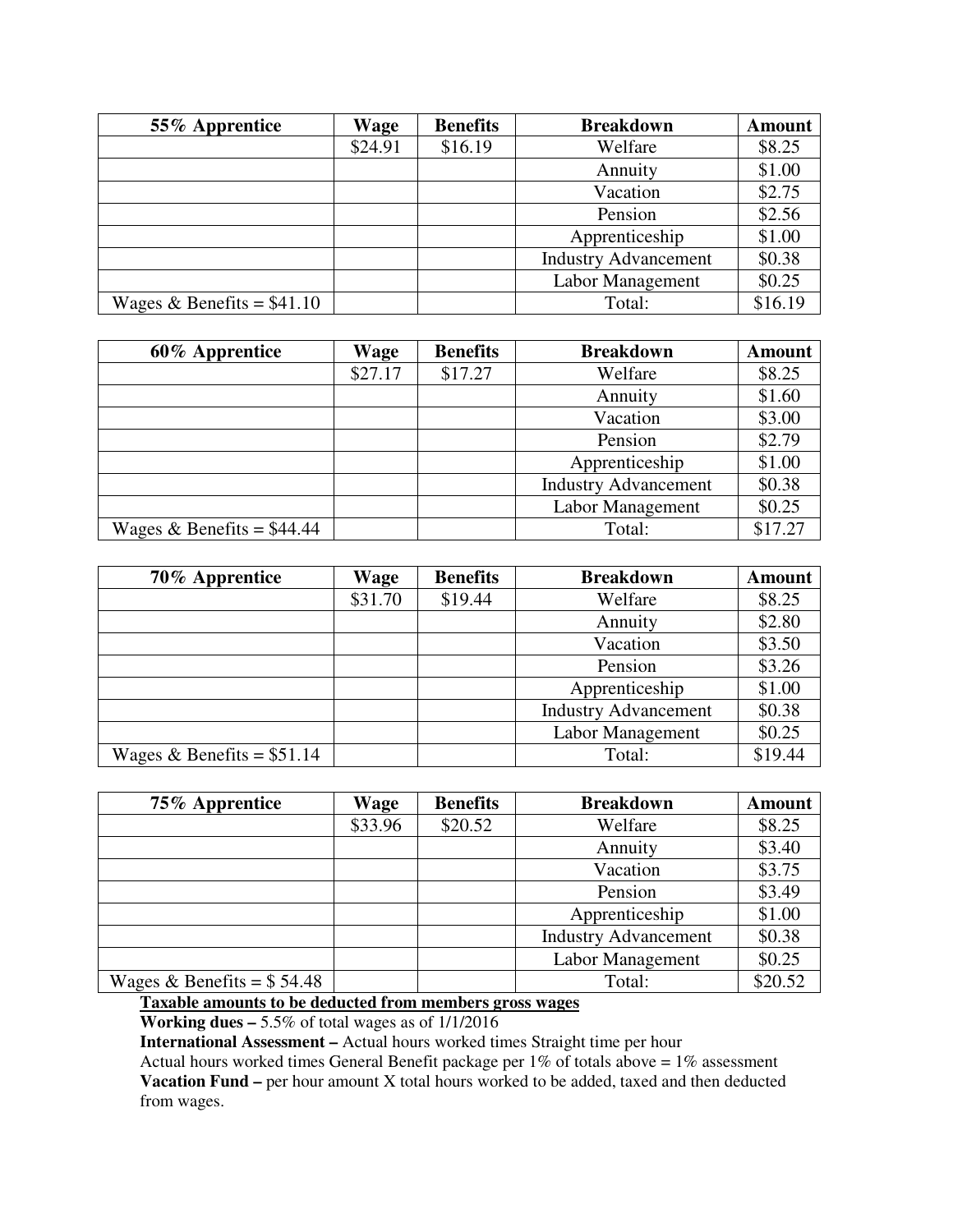| 55% Apprentice | Wage | Benefits | Breakdown | Amount |
|---|---|---|---|---|
| | $24.91 | $16.19 | Welfare | $8.25 |
| | | | Annuity | $1.00 |
| | | | Vacation | $2.75 |
| | | | Pension | $2.56 |
| | | | Apprenticeship | $1.00 |
| | | | Industry Advancement | $0.38 |
| | | | Labor Management | $0.25 |
| Wages & Benefits = $41.10 | | | Total: | $16.19 |

| 60% Apprentice | Wage | Benefits | Breakdown | Amount |
|---|---|---|---|---|
| | $27.17 | $17.27 | Welfare | $8.25 |
| | | | Annuity | $1.60 |
| | | | Vacation | $3.00 |
| | | | Pension | $2.79 |
| | | | Apprenticeship | $1.00 |
| | | | Industry Advancement | $0.38 |
| | | | Labor Management | $0.25 |
| Wages & Benefits = $44.44 | | | Total: | $17.27 |

| 70% Apprentice | Wage | Benefits | Breakdown | Amount |
|---|---|---|---|---|
| | $31.70 | $19.44 | Welfare | $8.25 |
| | | | Annuity | $2.80 |
| | | | Vacation | $3.50 |
| | | | Pension | $3.26 |
| | | | Apprenticeship | $1.00 |
| | | | Industry Advancement | $0.38 |
| | | | Labor Management | $0.25 |
| Wages & Benefits = $51.14 | | | Total: | $19.44 |

| 75% Apprentice | Wage | Benefits | Breakdown | Amount |
|---|---|---|---|---|
| | $33.96 | $20.52 | Welfare | $8.25 |
| | | | Annuity | $3.40 |
| | | | Vacation | $3.75 |
| | | | Pension | $3.49 |
| | | | Apprenticeship | $1.00 |
| | | | Industry Advancement | $0.38 |
| | | | Labor Management | $0.25 |
| Wages & Benefits = $ 54.48 | | | Total: | $20.52 |

**Taxable amounts to be deducted from members gross wages**

**Working dues –** 5.5% of total wages as of 1/1/2016

**International Assessment –** Actual hours worked times Straight time per hour

Actual hours worked times General Benefit package per 1% of totals above = 1% assessment

**Vacation Fund –** per hour amount X total hours worked to be added, taxed and then deducted from wages.